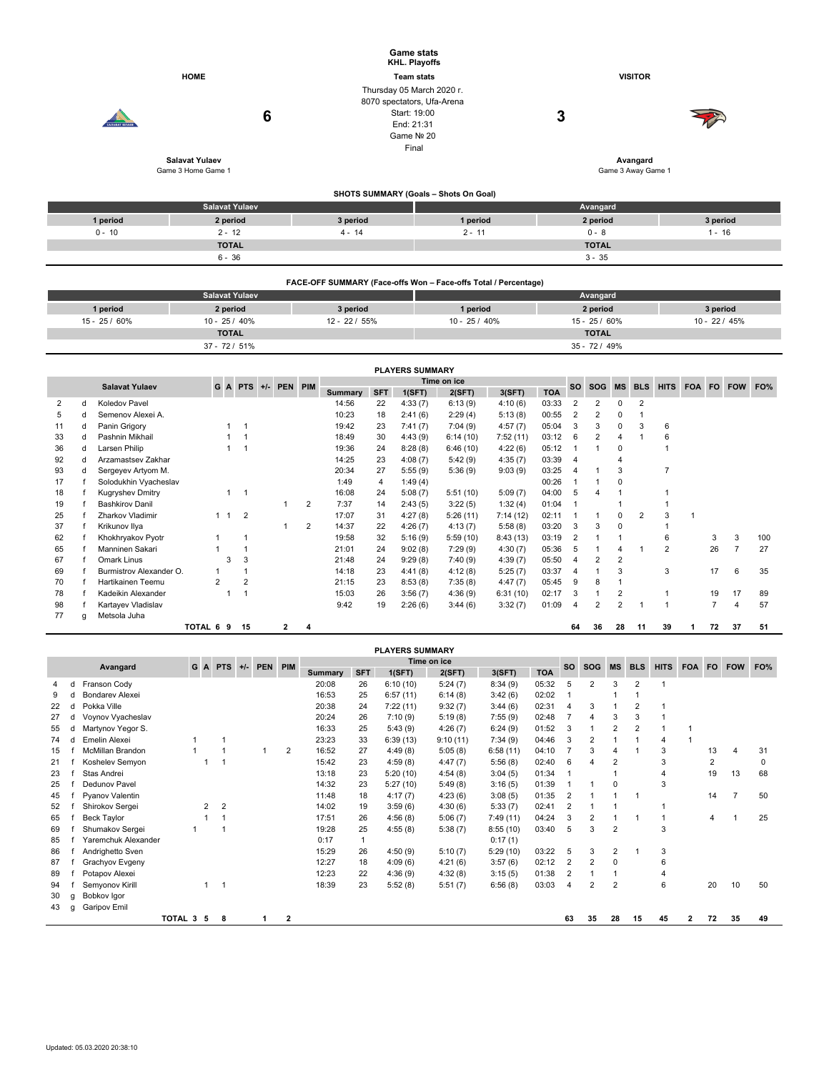# Game stats
**KHL. Playoffs**

| HOME | Team stats | VISITOR |
|---|---|---|
| | Thursday 05 March 2020 г. | |
| | 8070 spectators, Ufa-Arena | |
| **6** | Start: 19:00 | **3** |
| | End: 21:31 | |
| | Game № 20 | |
| | Final | |
| **Salavat Yulaev** | | **Avangard** |
| Game 3 Home Game 1 | | Game 3 Away Game 1 |

## SHOTS SUMMARY (Goals – Shots On Goal)

| Salavat Yulaev | | | Avangard | | |
|---|---|---|---|---|---|
| 1 period | 2 period | 3 period | 1 period | 2 period | 3 period |
| 0 - 10 | 2 - 12 | 4 - 14 | 2 - 11 | 0 - 8 | 1 - 16 |
| TOTAL | | | TOTAL | | |
| 6 - 36 | | | 3 - 35 | | |

## FACE-OFF SUMMARY (Face-offs Won – Face-offs Total / Percentage)

| Salavat Yulaev | | | Avangard | | |
|---|---|---|---|---|---|
| 1 period | 2 period | 3 period | 1 period | 2 period | 3 period |
| 15 - 25 / 60% | 10 - 25 / 40% | 12 - 22 / 55% | 10 - 25 / 40% | 15 - 25 / 60% | 10 - 22 / 45% |
| TOTAL | | | TOTAL | | |
| 37 - 72 / 51% | | | 35 - 72 / 49% | | |

## PLAYERS SUMMARY

| | | Salavat Yulaev | G | A | PTS | +/- | PEN | PIM | Time on ice Summary | SFT | 1(SFT) | 2(SFT) | 3(SFT) | TOA | SO | SOG | MS | BLS | HITS | FOA | FO | FOW | FO% |
|---|---|---|---|---|---|---|---|---|---|---|---|---|---|---|---|---|---|---|---|---|---|---|---|
| 2 | d | Koledov Pavel | | | | | | | 14:56 | 22 | 4:33 (7) | 6:13 (9) | 4:10 (6) | 03:33 | 2 | 2 | 0 | 2 | | | | | |
| 5 | d | Semenov Alexei A. | | | | | | | 10:23 | 18 | 2:41 (6) | 2:29 (4) | 5:13 (8) | 00:55 | 2 | 2 | 0 | 1 | | | | | |
| 11 | d | Panin Grigory | | 1 | 1 | | | | 19:42 | 23 | 7:41 (7) | 7:04 (9) | 4:57 (7) | 05:04 | 3 | 3 | 0 | 3 | 6 | | | | |
| 33 | d | Pashnin Mikhail | | 1 | 1 | | | | 18:49 | 30 | 4:43 (9) | 6:14 (10) | 7:52 (11) | 03:12 | 6 | 2 | 4 | 1 | 6 | | | | |
| 36 | d | Larsen Philip | | 1 | 1 | | | | 19:36 | 24 | 8:28 (8) | 6:46 (10) | 4:22 (6) | 05:12 | 1 | 1 | 0 | | 1 | | | | |
| 92 | d | Arzamastsev Zakhar | | | | | | | 14:25 | 23 | 4:08 (7) | 5:42 (9) | 4:35 (7) | 03:39 | 4 | | 4 | | | | | | |
| 93 | d | Sergeyev Artyom M. | | | | | | | 20:34 | 27 | 5:55 (9) | 5:36 (9) | 9:03 (9) | 03:25 | 4 | 1 | 3 | | 7 | | | | |
| 17 | f | Solodukhin Vyacheslav | | | | | | | 1:49 | 4 | 1:49 (4) | | | 00:26 | 1 | 1 | 0 | | | | | | |
| 18 | f | Kugryshev Dmitry | | 1 | 1 | | | | 16:08 | 24 | 5:08 (7) | 5:51 (10) | 5:09 (7) | 04:00 | 5 | 4 | 1 | | 1 | | | | |
| 19 | f | Bashkirov Danil | | | | | 1 | 2 | 7:37 | 14 | 2:43 (5) | 3:22 (5) | 1:32 (4) | 01:04 | 1 | | 1 | | 1 | | | | |
| 25 | f | Zharkov Vladimir | 1 | 1 | 2 | | | | 17:07 | 31 | 4:27 (8) | 5:26 (11) | 7:14 (12) | 02:11 | 1 | 1 | 0 | 2 | 3 | 1 | | | |
| 37 | f | Krikunov Ilya | | | | | 1 | 2 | 14:37 | 22 | 4:26 (7) | 4:13 (7) | 5:58 (8) | 03:20 | 3 | 3 | 0 | | 1 | | | | |
| 62 | f | Khokhryakov Pyotr | 1 | | 1 | | | | 19:58 | 32 | 5:16 (9) | 5:59 (10) | 8:43 (13) | 03:19 | 2 | 1 | 1 | | 6 | | 3 | 3 | 100 |
| 65 | f | Manninen Sakari | 1 | | 1 | | | | 21:01 | 24 | 9:02 (8) | 7:29 (9) | 4:30 (7) | 05:36 | 5 | 1 | 4 | 1 | 2 | | 26 | 7 | 27 |
| 67 | f | Omark Linus | | 3 | 3 | | | | 21:48 | 24 | 9:29 (8) | 7:40 (9) | 4:39 (7) | 05:50 | 4 | 2 | 2 | | | | | | |
| 69 | f | Burmistrov Alexander O. | 1 | | 1 | | | | 14:18 | 23 | 4:41 (8) | 4:12 (8) | 5:25 (7) | 03:37 | 4 | 1 | 3 | | 3 | | 17 | 6 | 35 |
| 70 | f | Hartikainen Teemu | 2 | | 2 | | | | 21:15 | 23 | 8:53 (8) | 7:35 (8) | 4:47 (7) | 05:45 | 9 | 8 | 1 | | | | | | |
| 78 | f | Kadeikin Alexander | | 1 | 1 | | | | 15:03 | 26 | 3:56 (7) | 4:36 (9) | 6:31 (10) | 02:17 | 3 | 1 | 2 | | 1 | | 19 | 17 | 89 |
| 98 | f | Kartayev Vladislav | | | | | | | 9:42 | 19 | 2:26 (6) | 3:44 (6) | 3:32 (7) | 01:09 | 4 | 2 | 2 | 1 | 1 | | 7 | 4 | 57 |
| 77 | g | Metsola Juha | | | | | | | | | | | | | | | | | | | | | |
| | | TOTAL | 6 | 9 | 15 | | 2 | 4 | | | | | | | 64 | 36 | 28 | 11 | 39 | 1 | 72 | 37 | 51 |

## PLAYERS SUMMARY

| | | Avangard | G | A | PTS | +/- | PEN | PIM | Time on ice Summary | SFT | 1(SFT) | 2(SFT) | 3(SFT) | TOA | SO | SOG | MS | BLS | HITS | FOA | FO | FOW | FO% |
|---|---|---|---|---|---|---|---|---|---|---|---|---|---|---|---|---|---|---|---|---|---|---|---|
| 4 | d | Franson Cody | | | | | | | 20:08 | 26 | 6:10 (10) | 5:24 (7) | 8:34 (9) | 05:32 | 5 | 2 | 3 | 2 | 1 | | | | |
| 9 | d | Bondarev Alexei | | | | | | | 16:53 | 25 | 6:57 (11) | 6:14 (8) | 3:42 (6) | 02:02 | 1 | | 1 | 1 | | | | | |
| 22 | d | Pokka Ville | | | | | | | 20:38 | 24 | 7:22 (11) | 9:32 (7) | 3:44 (6) | 02:31 | 4 | 3 | 1 | 2 | 1 | | | | |
| 27 | d | Voynov Vyacheslav | | | | | | | 20:24 | 26 | 7:10 (9) | 5:19 (8) | 7:55 (9) | 02:48 | 7 | 4 | 3 | 3 | 1 | | | | |
| 55 | d | Martynov Yegor S. | | | | | | | 16:33 | 25 | 5:43 (9) | 4:26 (7) | 6:24 (9) | 01:52 | 3 | 1 | 2 | 2 | 1 | 1 | | | |
| 74 | d | Emelin Alexei | 1 | | 1 | | | | 23:23 | 33 | 6:39 (13) | 9:10 (11) | 7:34 (9) | 04:46 | 3 | 2 | 1 | 1 | 4 | 1 | | | |
| 15 | f | McMillan Brandon | 1 | | 1 | | 1 | 2 | 16:52 | 27 | 4:49 (8) | 5:05 (8) | 6:58 (11) | 04:10 | 7 | 3 | 4 | 1 | 3 | | 13 | 4 | 31 |
| 21 | f | Koshelev Semyon | | 1 | 1 | | | | 15:42 | 23 | 4:59 (8) | 4:47 (7) | 5:56 (8) | 02:40 | 6 | 4 | 2 | | 3 | | 2 | | 0 |
| 23 | f | Stas Andrei | | | | | | | 13:18 | 23 | 5:20 (10) | 4:54 (8) | 3:04 (5) | 01:34 | 1 | | 1 | | 4 | | 19 | 13 | 68 |
| 25 | f | Dedunov Pavel | | | | | | | 14:32 | 23 | 5:27 (10) | 5:49 (8) | 3:16 (5) | 01:39 | 1 | 1 | 0 | | 3 | | | | |
| 45 | f | Pyanov Valentin | | | | | | | 11:48 | 18 | 4:17 (7) | 4:23 (6) | 3:08 (5) | 01:35 | 2 | 1 | 1 | 1 | | | 14 | 7 | 50 |
| 52 | f | Shirokov Sergei | | 2 | 2 | | | | 14:02 | 19 | 3:59 (6) | 4:30 (6) | 5:33 (7) | 02:41 | 2 | 1 | 1 | | 1 | | | | |
| 65 | f | Beck Taylor | | 1 | 1 | | | | 17:51 | 26 | 4:56 (8) | 5:06 (7) | 7:49 (11) | 04:24 | 3 | 2 | 1 | 1 | 1 | | 4 | 1 | 25 |
| 69 | f | Shumakov Sergei | 1 | | 1 | | | | 19:28 | 25 | 4:55 (8) | 5:38 (7) | 8:55 (10) | 03:40 | 5 | 3 | 2 | | 3 | | | | |
| 85 | f | Yaremchuk Alexander | | | | | | | 0:17 | 1 | | | 0:17 (1) | | | | | | | | | | |
| 86 | f | Andrighetto Sven | | | | | | | 15:29 | 26 | 4:50 (9) | 5:10 (7) | 5:29 (10) | 03:22 | 5 | 3 | 2 | 1 | 3 | | | | |
| 87 | f | Grachyov Evgeny | | | | | | | 12:27 | 18 | 4:09 (6) | 4:21 (6) | 3:57 (6) | 02:12 | 2 | 2 | 0 | | 6 | | | | |
| 89 | f | Potapov Alexei | | | | | | | 12:23 | 22 | 4:36 (9) | 4:32 (8) | 3:15 (5) | 01:38 | 2 | 1 | 1 | | 4 | | | | |
| 94 | f | Semyonov Kirill | | 1 | 1 | | | | 18:39 | 23 | 5:52 (8) | 5:51 (7) | 6:56 (8) | 03:03 | 4 | 2 | 2 | | 6 | | 20 | 10 | 50 |
| 30 | g | Bobkov Igor | | | | | | | | | | | | | | | | | | | | | |
| 43 | g | Garipov Emil | | | | | | | | | | | | | | | | | | | | | |
| | | TOTAL | 3 | 5 | 8 | | 1 | 2 | | | | | | | 63 | 35 | 28 | 15 | 45 | 2 | 72 | 35 | 49 |

Updated: 05.03.2020 20:38:10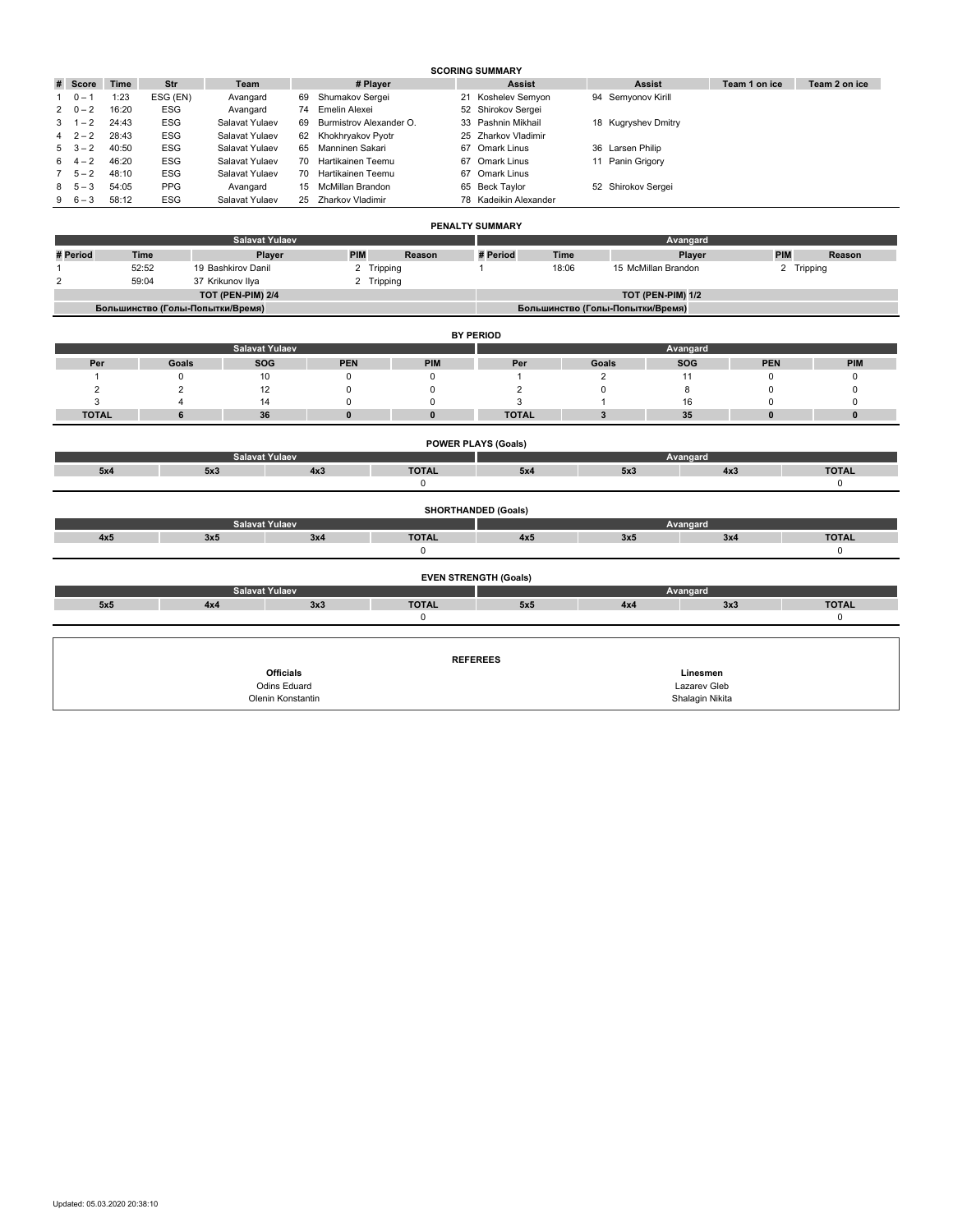## SCORING SUMMARY

| # | Score | Time | Str | Team | # Player | Assist | Assist | Team 1 on ice | Team 2 on ice |
|---|---|---|---|---|---|---|---|---|---|
| 1 | 0 – 1 | 1:23 | ESG (EN) | Avangard | 69 Shumakov Sergei | 21 Koshelev Semyon | 94 Semyonov Kirill | | |
| 2 | 0 – 2 | 16:20 | ESG | Avangard | 74 Emelin Alexei | 52 Shirokov Sergei | | | |
| 3 | 1 – 2 | 24:43 | ESG | Salavat Yulaev | 69 Burmistrov Alexander O. | 33 Pashnin Mikhail | 18 Kugryshev Dmitry | | |
| 4 | 2 – 2 | 28:43 | ESG | Salavat Yulaev | 62 Khokhryakov Pyotr | 25 Zharkov Vladimir | | | |
| 5 | 3 – 2 | 40:50 | ESG | Salavat Yulaev | 65 Manninen Sakari | 67 Omark Linus | 36 Larsen Philip | | |
| 6 | 4 – 2 | 46:20 | ESG | Salavat Yulaev | 70 Hartikainen Teemu | 67 Omark Linus | 11 Panin Grigory | | |
| 7 | 5 – 2 | 48:10 | ESG | Salavat Yulaev | 70 Hartikainen Teemu | 67 Omark Linus | | | |
| 8 | 5 – 3 | 54:05 | PPG | Avangard | 15 McMillan Brandon | 65 Beck Taylor | 52 Shirokov Sergei | | |
| 9 | 6 – 3 | 58:12 | ESG | Salavat Yulaev | 25 Zharkov Vladimir | 78 Kadeikin Alexander | | | |

## PENALTY SUMMARY

| Salavat Yulaev | | | | | Avangard | | | | |
|---|---|---|---|---|---|---|---|---|---|
| # Period | Time | Player | PIM | Reason | # Period | Time | Player | PIM | Reason |
| 1 | 52:52 | 19 Bashkirov Danil | 2 | Tripping | 1 | 18:06 | 15 McMillan Brandon | 2 | Tripping |
| 2 | 59:04 | 37 Krikunov Ilya | 2 | Tripping | | | | | |
| TOT (PEN-PIM) 2/4 | | | | | TOT (PEN-PIM) 1/2 | | | | |
| Большинство (Голы-Попытки/Время) | | | | | Большинство (Голы-Попытки/Время) | | | | |

## BY PERIOD

| Salavat Yulaev | | | | | Avangard | | | | |
|---|---|---|---|---|---|---|---|---|---|
| Per | Goals | SOG | PEN | PIM | Per | Goals | SOG | PEN | PIM |
| 1 | 0 | 10 | 0 | 0 | 1 | 2 | 11 | 0 | 0 |
| 2 | 2 | 12 | 0 | 0 | 2 | 0 | 8 | 0 | 0 |
| 3 | 4 | 14 | 0 | 0 | 3 | 1 | 16 | 0 | 0 |
| **TOTAL** | **6** | **36** | **0** | **0** | **TOTAL** | **3** | **35** | **0** | **0** |

## POWER PLAYS (Goals)

| Salavat Yulaev | | | | Avangard | | | |
|---|---|---|---|---|---|---|---|
| 5x4 | 5x3 | 4x3 | TOTAL | 5x4 | 5x3 | 4x3 | TOTAL |
| | | | 0 | | | | 0 |

## SHORTHANDED (Goals)

| Salavat Yulaev | | | | Avangard | | | |
|---|---|---|---|---|---|---|---|
| 4x5 | 3x5 | 3x4 | TOTAL | 4x5 | 3x5 | 3x4 | TOTAL |
| | | | 0 | | | | 0 |

## EVEN STRENGTH (Goals)

| Salavat Yulaev | | | | Avangard | | | |
|---|---|---|---|---|---|---|---|
| 5x5 | 4x4 | 3x3 | TOTAL | 5x5 | 4x4 | 3x3 | TOTAL |
| | | | 0 | | | | 0 |

## REFEREES

| Officials | Linesmen |
|---|---|
| Odins Eduard | Lazarev Gleb |
| Olenin Konstantin | Shalagin Nikita |

Updated: 05.03.2020 20:38:10